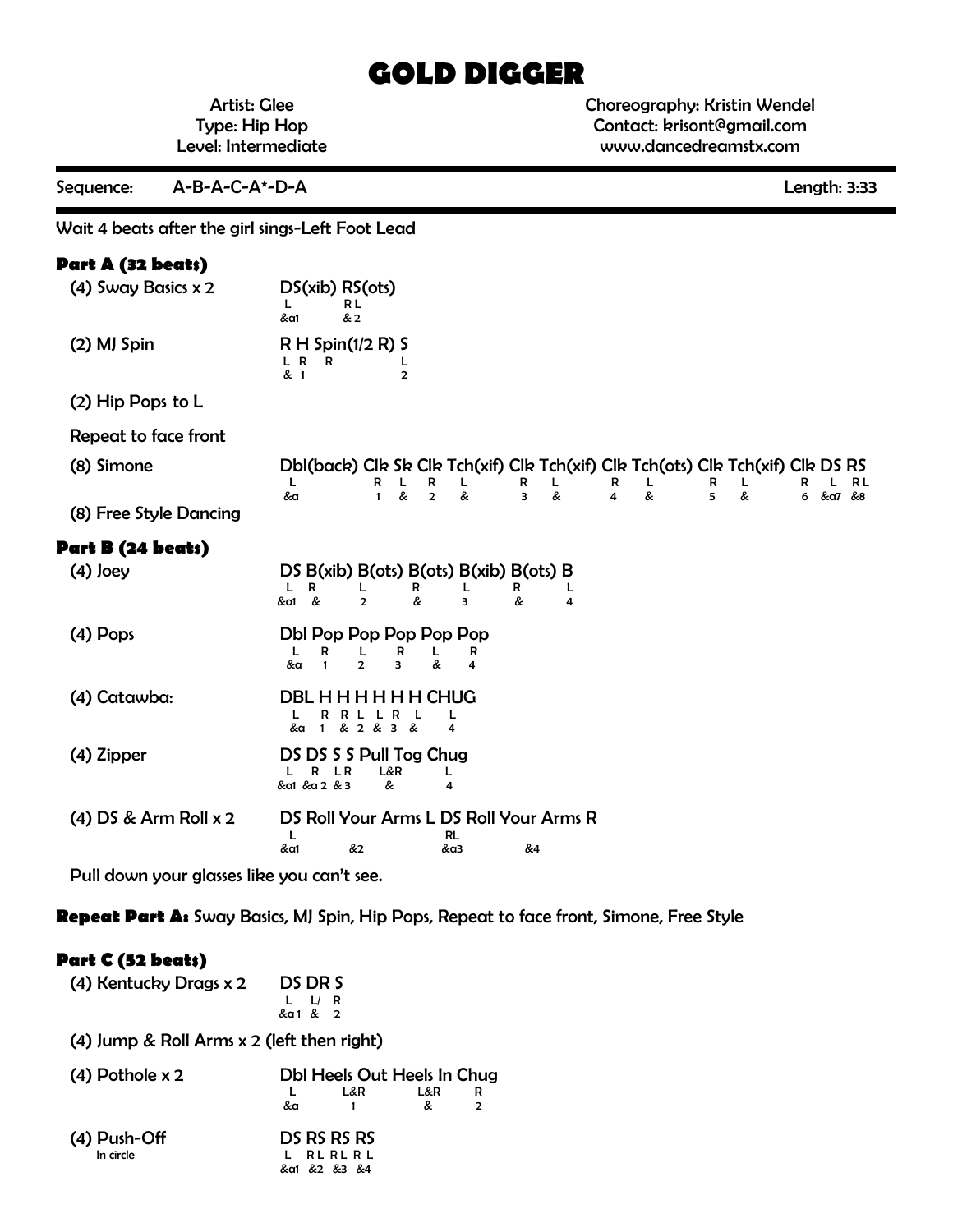# GOLD DIGGER

Artist: Glee
Type: Hip Hop
Level: Intermediate

Choreography: Kristin Wendel
Contact: krisont@gmail.com
www.dancedreamstx.com

Sequence: A-B-A-C-A*-D-A — Length: 3:33

Wait 4 beats after the girl sings-Left Foot Lead

## Part A (32 beats)

| Step | Pattern | Feet | Counts |
|---|---|---|---|
| (4) Sway Basics x 2 | DS(xib) RS(ots) | L / RL | &a1 / & 2 |
| (2) MJ Spin | R H Spin(1/2 R) S | L R R / L | & 1 / 2 |
| (2) Hip Pops to L | | | |
| Repeat to face front | | | |
| (8) Simone | Dbl(back) Clk Sk Clk Tch(xif) Clk Tch(xif) Clk Tch(ots) Clk Tch(xif) Clk DS RS | L R L R L R L R L R L R L RL | &a 1 & 2 & 3 & 4 & 5 & 6 &a7 &8 |
| (8) Free Style Dancing | | | |

## Part B (24 beats)

| Step | Pattern | Feet | Counts |
|---|---|---|---|
| (4) Joey | DS B(xib) B(ots) B(ots) B(xib) B(ots) B | L R L R L R L | &a1 & 2 & 3 & 4 |
| (4) Pops | Dbl Pop Pop Pop Pop Pop | L R L R L R | &a 1 2 3 & 4 |
| (4) Catawba: | DBL H H H H H H CHUG | L R R L L R L L | &a 1 & 2 & 3 & 4 |
| (4) Zipper | DS DS S S Pull Tog Chug | L R L R L&R L | &a1 &a 2 & 3 & 4 |
| (4) DS & Arm Roll x 2 | DS Roll Your Arms L DS Roll Your Arms R | L RL | &a1 &2 &a3 &4 |

Pull down your glasses like you can't see.

**Repeat Part A:** Sway Basics, MJ Spin, Hip Pops, Repeat to face front, Simone, Free Style

## Part C (52 beats)

| Step | Pattern | Feet | Counts |
|---|---|---|---|
| (4) Kentucky Drags x 2 | DS DR S | L L/ R | &a 1 & 2 |
| (4) Jump & Roll Arms x 2 (left then right) | | | |
| (4) Pothole x 2 | Dbl Heels Out Heels In Chug | L L&R L&R R | &a 1 & 2 |
| (4) Push-Off (In circle) | DS RS RS RS | L RL RL RL | &a1 &2 &3 &4 |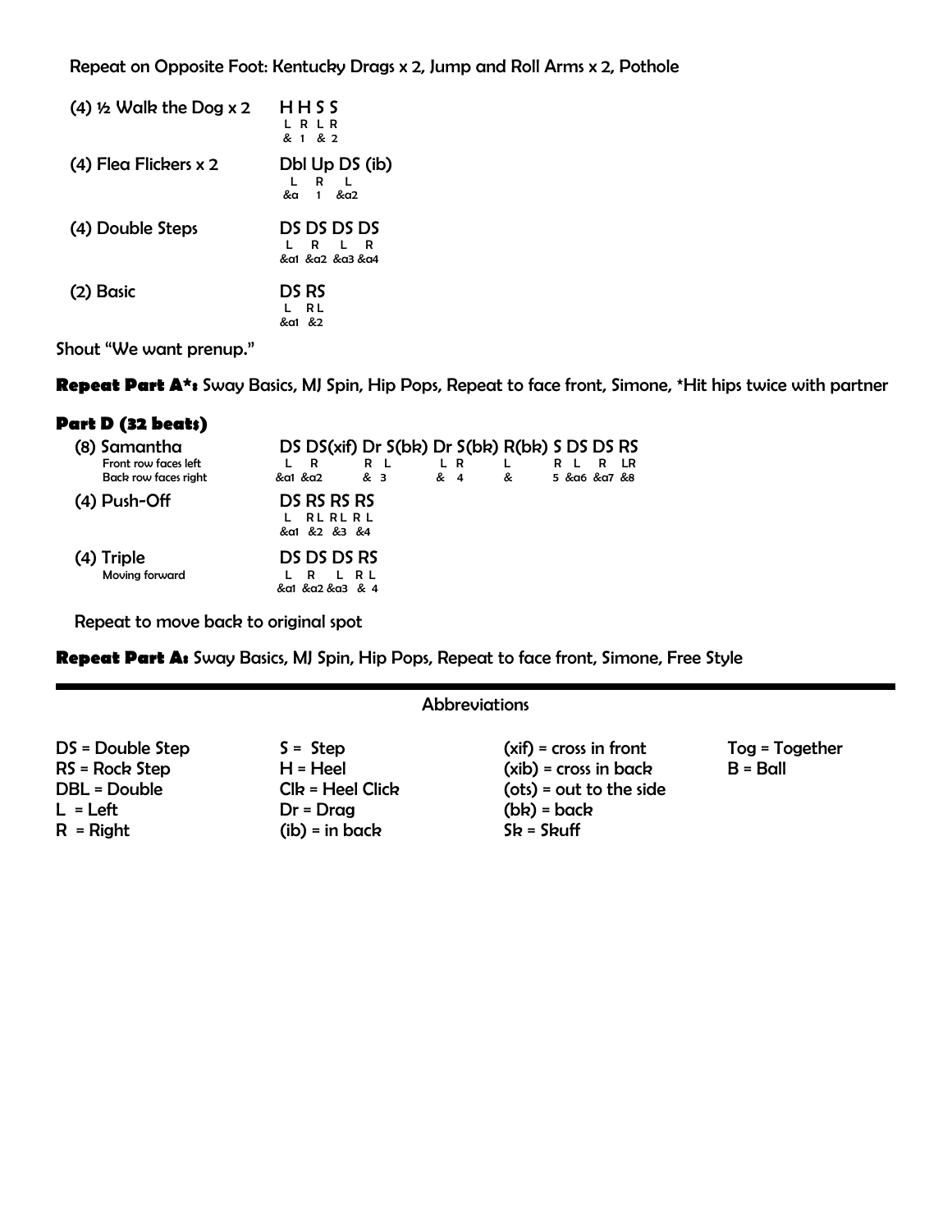Repeat on Opposite Foot: Kentucky Drags x 2, Jump and Roll Arms x 2, Pothole

| | | |
|---|---|---|
| (4) ½ Walk the Dog x 2 | H H S S<br>L R L R<br>& 1 & 2 |
| (4) Flea Flickers x 2 | Dbl Up DS (ib)<br>L R L<br>&a 1 &a2 |
| (4) Double Steps | DS DS DS DS<br>L R L R<br>&a1 &a2 &a3 &a4 |
| (2) Basic | DS RS<br>L RL<br>&a1 &2 |

Shout "We want prenup."

**Repeat Part A\*:** Sway Basics, MJ Spin, Hip Pops, Repeat to face front, Simone, \*Hit hips twice with partner

**Part D (32 beats)**

| | |
|---|---|
| (8) Samantha<br>Front row faces left<br>Back row faces right | DS DS(xif) Dr S(bk) Dr S(bk) R(bk) S DS DS RS<br>L R R L L R L R L R LR<br>&a1 &a2 & 3 & 4 & 5 &a6 &a7 &8 |
| (4) Push-Off | DS RS RS RS<br>L RL RL RL<br>&a1 &2 &3 &4 |
| (4) Triple<br>Moving forward | DS DS DS RS<br>L R L RL<br>&a1 &a2 &a3 & 4 |

Repeat to move back to original spot

**Repeat Part A:** Sway Basics, MJ Spin, Hip Pops, Repeat to face front, Simone, Free Style

---

Abbreviations

| | | | |
|---|---|---|---|
| DS = Double Step | S = Step | (xif) = cross in front | Tog = Together |
| RS = Rock Step | H = Heel | (xib) = cross in back | B = Ball |
| DBL = Double | Clk = Heel Click | (ots) = out to the side | |
| L = Left | Dr = Drag | (bk) = back | |
| R = Right | (ib) = in back | Sk = Skuff | |